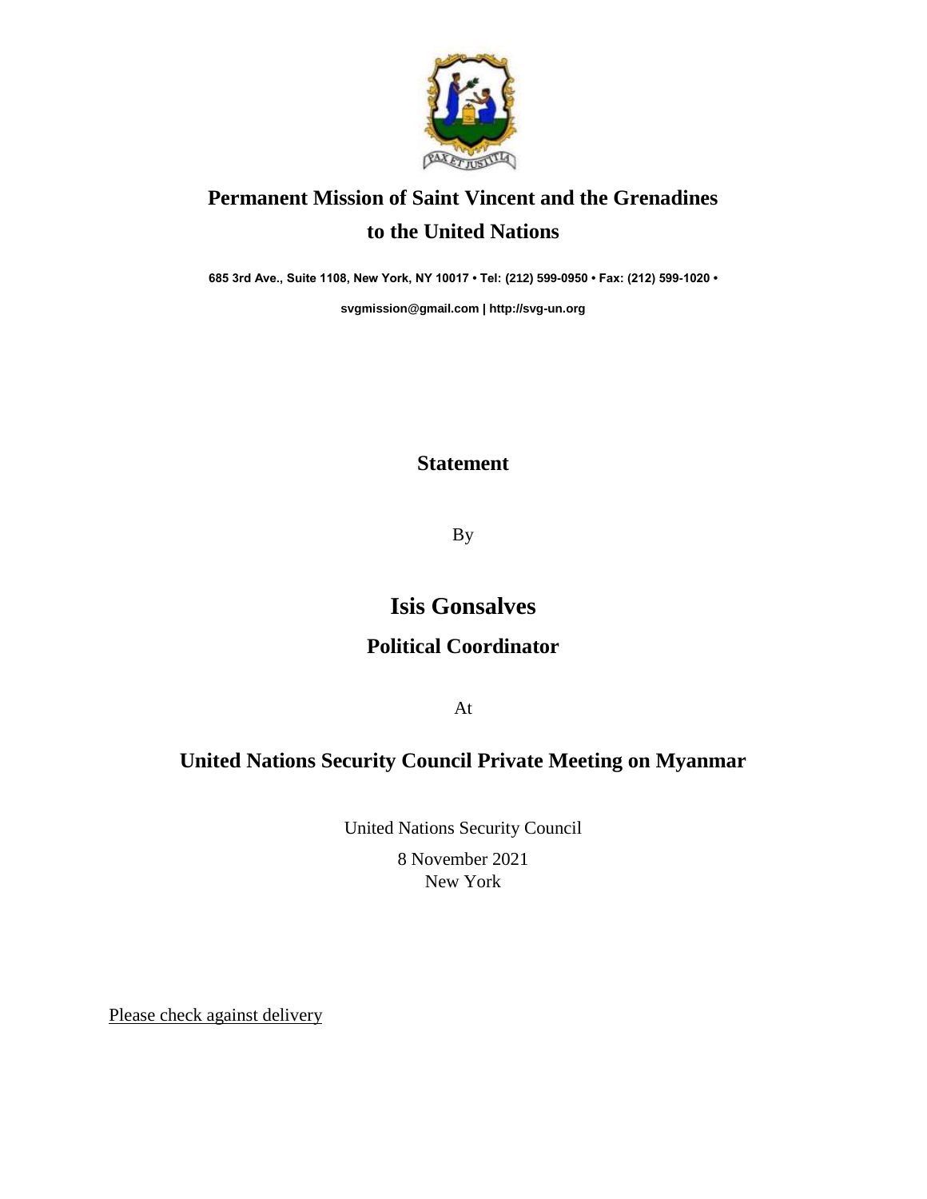# Permanent Mission of Saint Vincent and the Grenadines to the United Nations

**685 3rd Ave., Suite 1108, New York, NY 10017 • Tel: (212) 599-0950 • Fax: (212) 599-1020 •**

**svgmission@gmail.com | http://svg-un.org**

## Statement

By

# Isis Gonsalves

## Political Coordinator

At

## United Nations Security Council Private Meeting on Myanmar

United Nations Security Council

8 November 2021

New York

Please check against delivery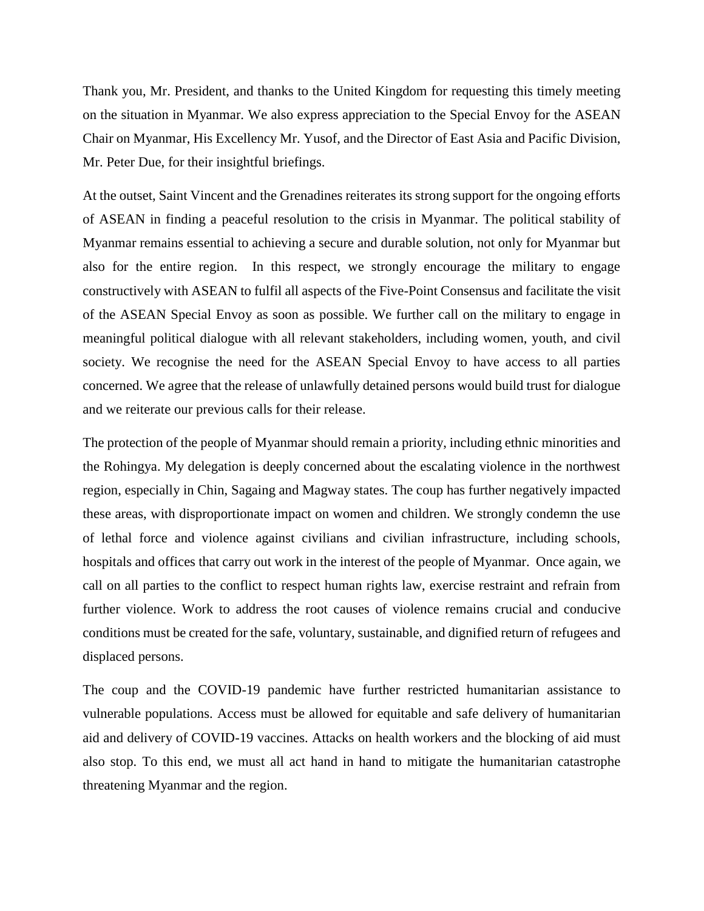Thank you, Mr. President, and thanks to the United Kingdom for requesting this timely meeting on the situation in Myanmar. We also express appreciation to the Special Envoy for the ASEAN Chair on Myanmar, His Excellency Mr. Yusof, and the Director of East Asia and Pacific Division, Mr. Peter Due, for their insightful briefings.

At the outset, Saint Vincent and the Grenadines reiterates its strong support for the ongoing efforts of ASEAN in finding a peaceful resolution to the crisis in Myanmar. The political stability of Myanmar remains essential to achieving a secure and durable solution, not only for Myanmar but also for the entire region. In this respect, we strongly encourage the military to engage constructively with ASEAN to fulfil all aspects of the Five-Point Consensus and facilitate the visit of the ASEAN Special Envoy as soon as possible. We further call on the military to engage in meaningful political dialogue with all relevant stakeholders, including women, youth, and civil society. We recognise the need for the ASEAN Special Envoy to have access to all parties concerned. We agree that the release of unlawfully detained persons would build trust for dialogue and we reiterate our previous calls for their release.

The protection of the people of Myanmar should remain a priority, including ethnic minorities and the Rohingya. My delegation is deeply concerned about the escalating violence in the northwest region, especially in Chin, Sagaing and Magway states. The coup has further negatively impacted these areas, with disproportionate impact on women and children. We strongly condemn the use of lethal force and violence against civilians and civilian infrastructure, including schools, hospitals and offices that carry out work in the interest of the people of Myanmar. Once again, we call on all parties to the conflict to respect human rights law, exercise restraint and refrain from further violence. Work to address the root causes of violence remains crucial and conducive conditions must be created for the safe, voluntary, sustainable, and dignified return of refugees and displaced persons.

The coup and the COVID-19 pandemic have further restricted humanitarian assistance to vulnerable populations. Access must be allowed for equitable and safe delivery of humanitarian aid and delivery of COVID-19 vaccines. Attacks on health workers and the blocking of aid must also stop. To this end, we must all act hand in hand to mitigate the humanitarian catastrophe threatening Myanmar and the region.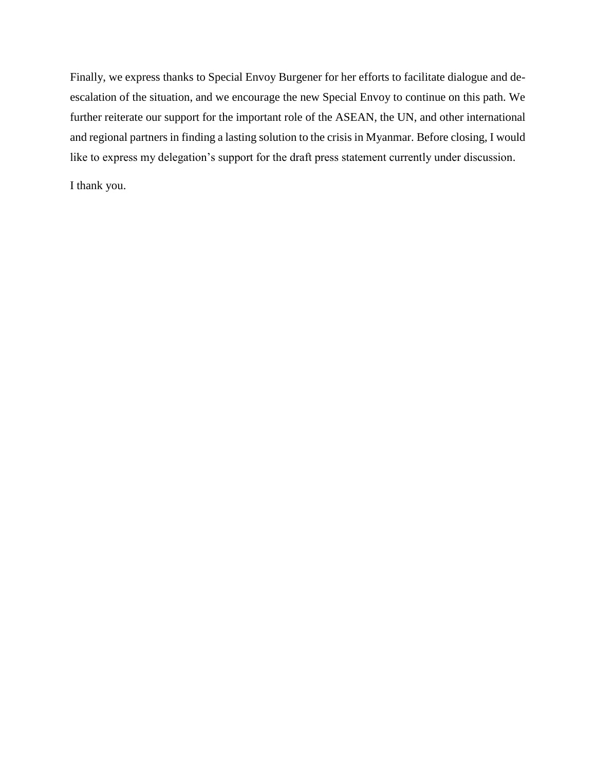Finally, we express thanks to Special Envoy Burgener for her efforts to facilitate dialogue and de-escalation of the situation, and we encourage the new Special Envoy to continue on this path. We further reiterate our support for the important role of the ASEAN, the UN, and other international and regional partners in finding a lasting solution to the crisis in Myanmar. Before closing, I would like to express my delegation's support for the draft press statement currently under discussion.

I thank you.